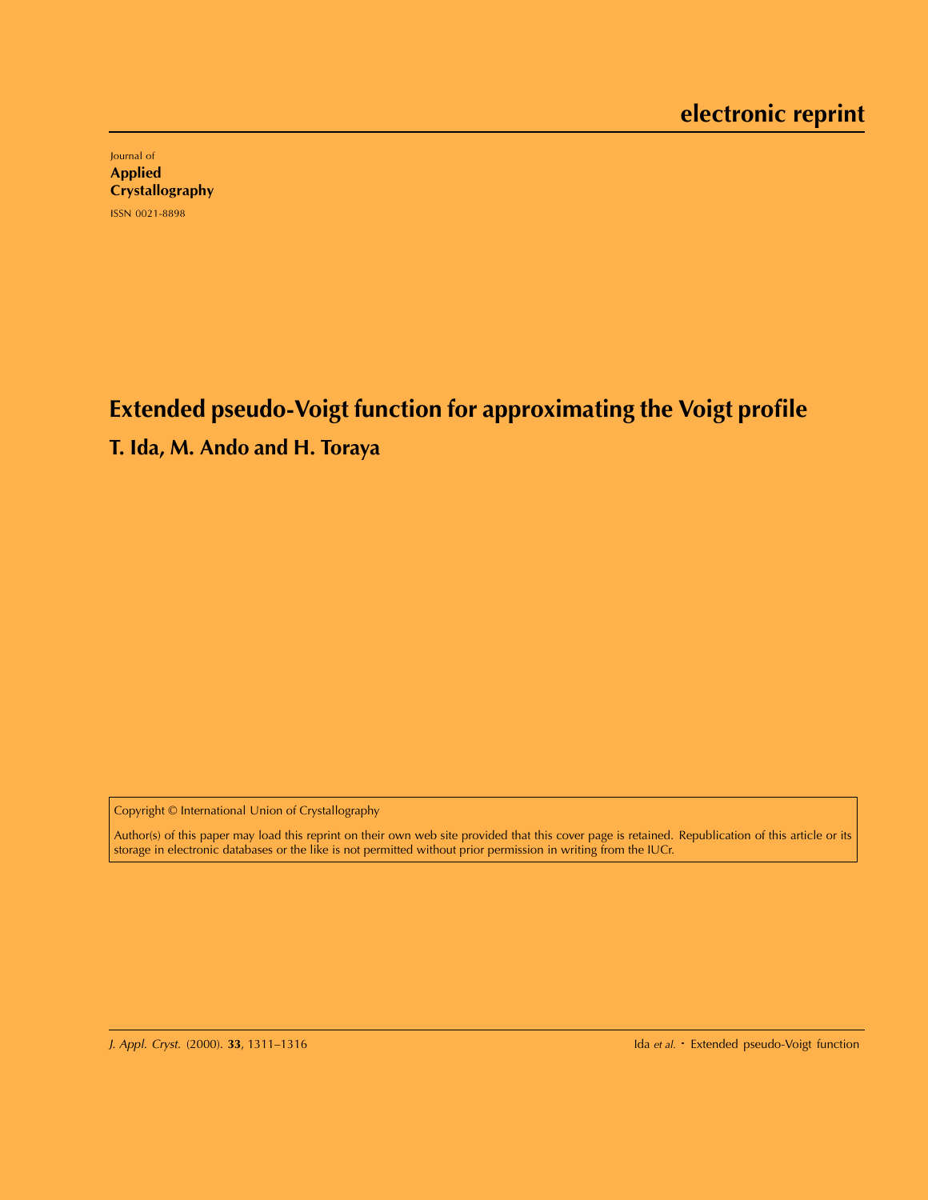**electronic reprint**

Journal of
**Applied Crystallography**

ISSN 0021-8898

# Extended pseudo-Voigt function for approximating the Voigt profile

**T. Ida, M. Ando and H. Toraya**

Copyright © International Union of Crystallography

Author(s) of this paper may load this reprint on their own web site provided that this cover page is retained. Republication of this article or its storage in electronic databases or the like is not permitted without prior permission in writing from the IUCr.

*J. Appl. Cryst.* (2000). **33**, 1311–1316 Ida *et al.* · Extended pseudo-Voigt function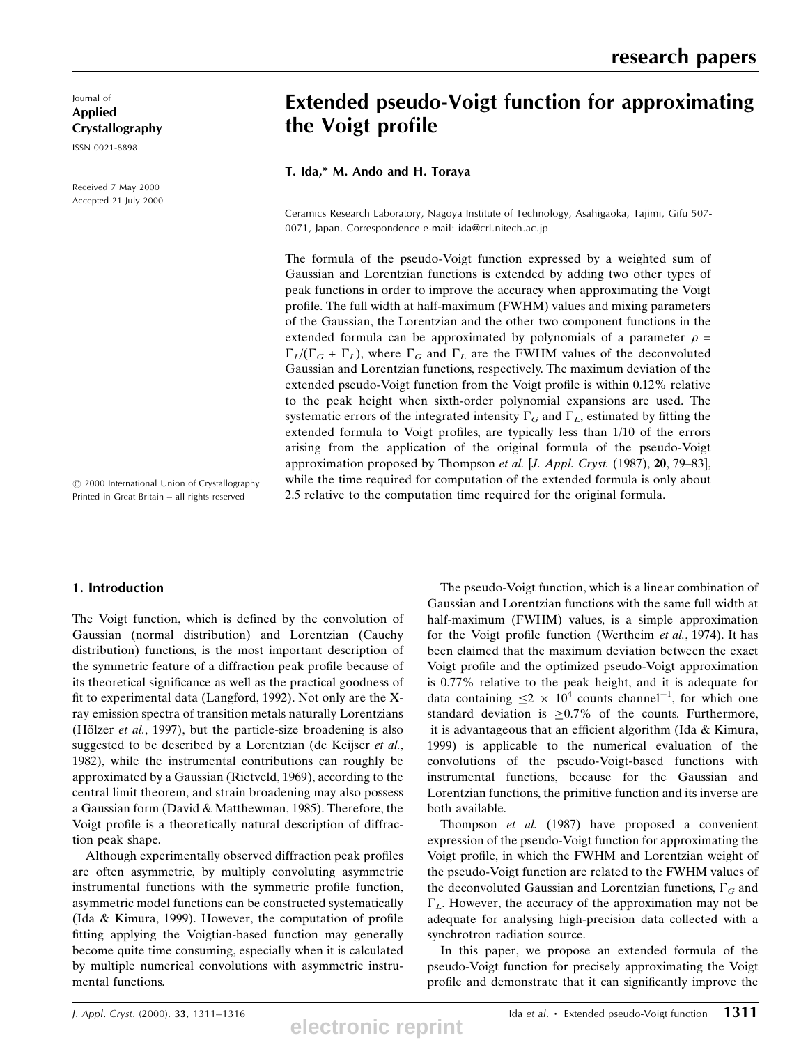Journal of
**Applied Crystallography**

ISSN 0021-8898

Received 7 May 2000
Accepted 21 July 2000

© 2000 International Union of Crystallography
Printed in Great Britain – all rights reserved

# Extended pseudo-Voigt function for approximating the Voigt profile

**T. Ida,* M. Ando and H. Toraya**

Ceramics Research Laboratory, Nagoya Institute of Technology, Asahigaoka, Tajimi, Gifu 507-0071, Japan. Correspondence e-mail: ida@crl.nitech.ac.jp

The formula of the pseudo-Voigt function expressed by a weighted sum of Gaussian and Lorentzian functions is extended by adding two other types of peak functions in order to improve the accuracy when approximating the Voigt profile. The full width at half-maximum (FWHM) values and mixing parameters of the Gaussian, the Lorentzian and the other two component functions in the extended formula can be approximated by polynomials of a parameter $\rho = \Gamma_L/(\Gamma_G + \Gamma_L)$, where $\Gamma_G$ and $\Gamma_L$ are the FWHM values of the deconvoluted Gaussian and Lorentzian functions, respectively. The maximum deviation of the extended pseudo-Voigt function from the Voigt profile is within 0.12% relative to the peak height when sixth-order polynomial expansions are used. The systematic errors of the integrated intensity $\Gamma_G$ and $\Gamma_L$, estimated by fitting the extended formula to Voigt profiles, are typically less than 1/10 of the errors arising from the application of the original formula of the pseudo-Voigt approximation proposed by Thompson *et al.* [*J. Appl. Cryst.* (1987), **20**, 79–83], while the time required for computation of the extended formula is only about 2.5 relative to the computation time required for the original formula.

## 1. Introduction

The Voigt function, which is defined by the convolution of Gaussian (normal distribution) and Lorentzian (Cauchy distribution) functions, is the most important description of the symmetric feature of a diffraction peak profile because of its theoretical significance as well as the practical goodness of fit to experimental data (Langford, 1992). Not only are the X-ray emission spectra of transition metals naturally Lorentzians (Hölzer *et al.*, 1997), but the particle-size broadening is also suggested to be described by a Lorentzian (de Keijser *et al.*, 1982), while the instrumental contributions can roughly be approximated by a Gaussian (Rietveld, 1969), according to the central limit theorem, and strain broadening may also possess a Gaussian form (David & Matthewman, 1985). Therefore, the Voigt profile is a theoretically natural description of diffraction peak shape.

Although experimentally observed diffraction peak profiles are often asymmetric, by multiply convoluting asymmetric instrumental functions with the symmetric profile function, asymmetric model functions can be constructed systematically (Ida & Kimura, 1999). However, the computation of profile fitting applying the Voigtian-based function may generally become quite time consuming, especially when it is calculated by multiple numerical convolutions with asymmetric instrumental functions.

The pseudo-Voigt function, which is a linear combination of Gaussian and Lorentzian functions with the same full width at half-maximum (FWHM) values, is a simple approximation for the Voigt profile function (Wertheim *et al.*, 1974). It has been claimed that the maximum deviation between the exact Voigt profile and the optimized pseudo-Voigt approximation is 0.77% relative to the peak height, and it is adequate for data containing $\leq 2 \times 10^4$ counts channel$^{-1}$, for which one standard deviation is $\geq 0.7\%$ of the counts. Furthermore, it is advantageous that an efficient algorithm (Ida & Kimura, 1999) is applicable to the numerical evaluation of the convolutions of the pseudo-Voigt-based functions with instrumental functions, because for the Gaussian and Lorentzian functions, the primitive function and its inverse are both available.

Thompson *et al.* (1987) have proposed a convenient expression of the pseudo-Voigt function for approximating the Voigt profile, in which the FWHM and Lorentzian weight of the pseudo-Voigt function are related to the FWHM values of the deconvoluted Gaussian and Lorentzian functions, $\Gamma_G$ and $\Gamma_L$. However, the accuracy of the approximation may not be adequate for analysing high-precision data collected with a synchrotron radiation source.

In this paper, we propose an extended formula of the pseudo-Voigt function for precisely approximating the Voigt profile and demonstrate that it can significantly improve the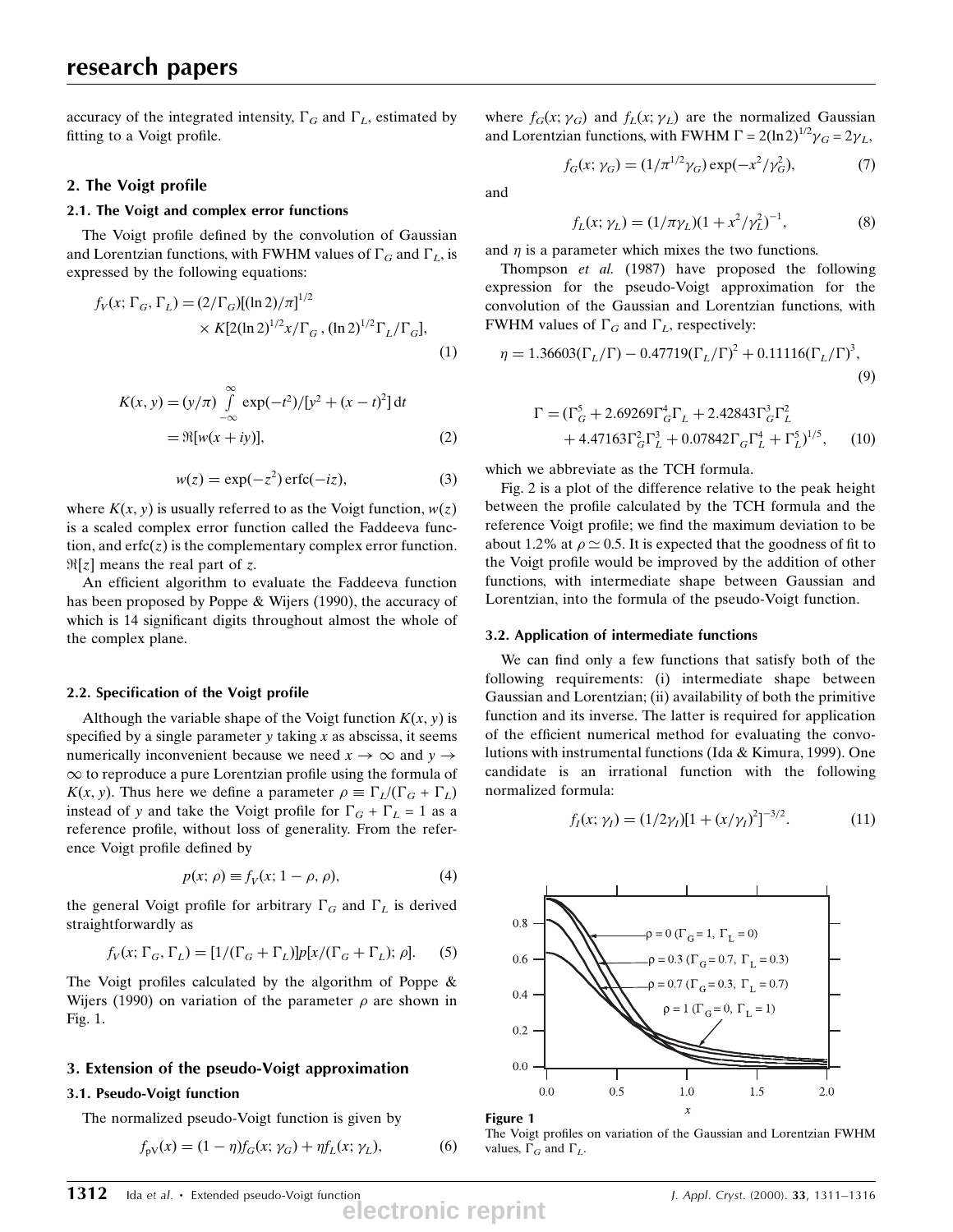accuracy of the integrated intensity, $\Gamma_G$ and $\Gamma_L$, estimated by fitting to a Voigt profile.

## 2. The Voigt profile

### 2.1. The Voigt and complex error functions

The Voigt profile defined by the convolution of Gaussian and Lorentzian functions, with FWHM values of $\Gamma_G$ and $\Gamma_L$, is expressed by the following equations:

$$f_V(x;\Gamma_G,\Gamma_L)=(2/\Gamma_G)[(\ln 2)/\pi]^{1/2}\times K[2(\ln 2)^{1/2}x/\Gamma_G,(\ln 2)^{1/2}\Gamma_L/\Gamma_G], \tag{1}$$

$$K(x,y)=(y/\pi)\int_{-\infty}^{\infty}\exp(-t^2)/[y^2+(x-t)^2]\,\mathrm{d}t = \Re[w(x+iy)], \tag{2}$$

$$w(z)=\exp(-z^2)\,\mathrm{erfc}(-iz), \tag{3}$$

where $K(x, y)$ is usually referred to as the Voigt function, $w(z)$ is a scaled complex error function called the Faddeeva function, and $\mathrm{erfc}(z)$ is the complementary complex error function. $\Re[z]$ means the real part of $z$.

An efficient algorithm to evaluate the Faddeeva function has been proposed by Poppe & Wijers (1990), the accuracy of which is 14 significant digits throughout almost the whole of the complex plane.

### 2.2. Specification of the Voigt profile

Although the variable shape of the Voigt function $K(x, y)$ is specified by a single parameter $y$ taking $x$ as abscissa, it seems numerically inconvenient because we need $x \to \infty$ and $y \to \infty$ to reproduce a pure Lorentzian profile using the formula of $K(x, y)$. Thus here we define a parameter $\rho \equiv \Gamma_L/(\Gamma_G + \Gamma_L)$ instead of $y$ and take the Voigt profile for $\Gamma_G + \Gamma_L = 1$ as a reference profile, without loss of generality. From the reference Voigt profile defined by

$$p(x;\rho)\equiv f_V(x;1-\rho,\rho), \tag{4}$$

the general Voigt profile for arbitrary $\Gamma_G$ and $\Gamma_L$ is derived straightforwardly as

$$f_V(x;\Gamma_G,\Gamma_L)=[1/(\Gamma_G+\Gamma_L)]p[x/(\Gamma_G+\Gamma_L);\rho]. \tag{5}$$

The Voigt profiles calculated by the algorithm of Poppe & Wijers (1990) on variation of the parameter $\rho$ are shown in Fig. 1.

## 3. Extension of the pseudo-Voigt approximation

### 3.1. Pseudo-Voigt function

The normalized pseudo-Voigt function is given by

$$f_{\mathrm{pV}}(x)=(1-\eta)f_G(x;\gamma_G)+\eta f_L(x;\gamma_L), \tag{6}$$

where $f_G(x; \gamma_G)$ and $f_L(x; \gamma_L)$ are the normalized Gaussian and Lorentzian functions, with FWHM $\Gamma = 2(\ln 2)^{1/2}\gamma_G = 2\gamma_L$,

$$f_G(x;\gamma_G)=(1/\pi^{1/2}\gamma_G)\exp(-x^2/\gamma_G^2), \tag{7}$$

and

$$f_L(x;\gamma_L)=(1/\pi\gamma_L)(1+x^2/\gamma_L^2)^{-1}, \tag{8}$$

and $\eta$ is a parameter which mixes the two functions.

Thompson *et al.* (1987) have proposed the following expression for the pseudo-Voigt approximation for the convolution of the Gaussian and Lorentzian functions, with FWHM values of $\Gamma_G$ and $\Gamma_L$, respectively:

$$\eta=1.36603(\Gamma_L/\Gamma)-0.47719(\Gamma_L/\Gamma)^2+0.11116(\Gamma_L/\Gamma)^3, \tag{9}$$

$$\Gamma=(\Gamma_G^5+2.69269\Gamma_G^4\Gamma_L+2.42843\Gamma_G^3\Gamma_L^2+4.47163\Gamma_G^2\Gamma_L^3+0.07842\Gamma_G\Gamma_L^4+\Gamma_L^5)^{1/5}, \tag{10}$$

which we abbreviate as the TCH formula.

Fig. 2 is a plot of the difference relative to the peak height between the profile calculated by the TCH formula and the reference Voigt profile; we find the maximum deviation to be about 1.2% at $\rho \simeq 0.5$. It is expected that the goodness of fit to the Voigt profile would be improved by the addition of other functions, with intermediate shape between Gaussian and Lorentzian, into the formula of the pseudo-Voigt function.

### 3.2. Application of intermediate functions

We can find only a few functions that satisfy both of the following requirements: (i) intermediate shape between Gaussian and Lorentzian; (ii) availability of both the primitive function and its inverse. The latter is required for application of the efficient numerical method for evaluating the convolutions with instrumental functions (Ida & Kimura, 1999). One candidate is an irrational function with the following normalized formula:

$$f_I(x;\gamma_I)=(1/2\gamma_I)[1+(x/\gamma_I)^2]^{-3/2}. \tag{11}$$

**Figure 1**
The Voigt profiles on variation of the Gaussian and Lorentzian FWHM values, $\Gamma_G$ and $\Gamma_L$.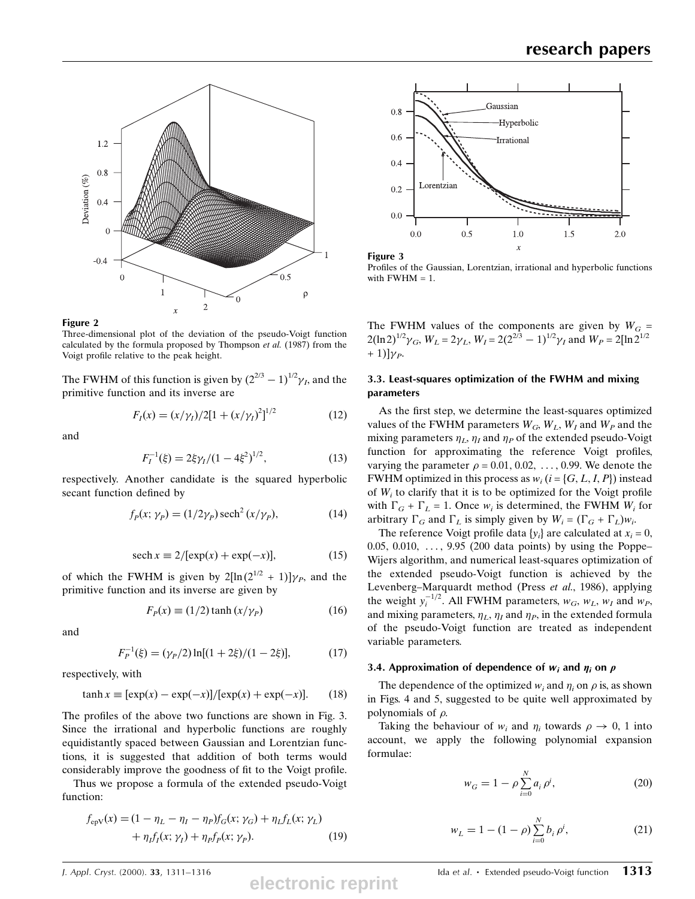**Figure 2**
Three-dimensional plot of the deviation of the pseudo-Voigt function calculated by the formula proposed by Thompson *et al.* (1987) from the Voigt profile relative to the peak height.

The FWHM of this function is given by $(2^{2/3} - 1)^{1/2}\gamma_I$, and the primitive function and its inverse are

$$F_I(x) = (x/\gamma_I)/2[1 + (x/\gamma_I)^2]^{1/2} \tag{12}$$

and

$$F_I^{-1}(\xi) = 2\xi\gamma_I/(1 - 4\xi^2)^{1/2}, \tag{13}$$

respectively. Another candidate is the squared hyperbolic secant function defined by

$$f_P(x; \gamma_P) = (1/2\gamma_P)\,\mathrm{sech}^2\,(x/\gamma_P), \tag{14}$$

$$\mathrm{sech}\,x \equiv 2/[\exp(x) + \exp(-x)], \tag{15}$$

of which the FWHM is given by $2[\ln(2^{1/2} + 1)]\gamma_P$, and the primitive function and its inverse are given by

$$F_P(x) \equiv (1/2)\tanh(x/\gamma_P) \tag{16}$$

and

$$F_P^{-1}(\xi) = (\gamma_P/2)\ln[(1 + 2\xi)/(1 - 2\xi)], \tag{17}$$

respectively, with

$$\tanh x \equiv [\exp(x) - \exp(-x)]/[\exp(x) + \exp(-x)]. \tag{18}$$

The profiles of the above two functions are shown in Fig. 3. Since the irrational and hyperbolic functions are roughly equidistantly spaced between Gaussian and Lorentzian functions, it is suggested that addition of both terms would considerably improve the goodness of fit to the Voigt profile.

Thus we propose a formula of the extended pseudo-Voigt function:

$$f_{\mathrm{epV}}(x) = (1 - \eta_L - \eta_I - \eta_P)f_G(x; \gamma_G) + \eta_L f_L(x; \gamma_L) + \eta_I f_I(x; \gamma_I) + \eta_P f_P(x; \gamma_P). \tag{19}$$

**Figure 3**
Profiles of the Gaussian, Lorentzian, irrational and hyperbolic functions with FWHM = 1.

The FWHM values of the components are given by $W_G = 2(\ln 2)^{1/2}\gamma_G$, $W_L = 2\gamma_L$, $W_I = 2(2^{2/3} - 1)^{1/2}\gamma_I$ and $W_P = 2[\ln 2^{1/2} + 1)]\gamma_P$.

### 3.3. Least-squares optimization of the FWHM and mixing parameters

As the first step, we determine the least-squares optimized values of the FWHM parameters $W_G$, $W_L$, $W_I$ and $W_P$ and the mixing parameters $\eta_L$, $\eta_I$ and $\eta_P$ of the extended pseudo-Voigt function for approximating the reference Voigt profiles, varying the parameter $\rho = 0.01, 0.02, \ldots, 0.99$. We denote the FWHM optimized in this process as $w_i$ ($i = \{G, L, I, P\}$) instead of $W_i$ to clarify that it is to be optimized for the Voigt profile with $\Gamma_G + \Gamma_L = 1$. Once $w_i$ is determined, the FWHM $W_i$ for arbitrary $\Gamma_G$ and $\Gamma_L$ is simply given by $W_i = (\Gamma_G + \Gamma_L)w_i$.

The reference Voigt profile data $\{y_i\}$ are calculated at $x_i = 0, 0.05, 0.010, \ldots, 9.95$ (200 data points) by using the Poppe–Wijers algorithm, and numerical least-squares optimization of the extended pseudo-Voigt function is achieved by the Levenberg–Marquardt method (Press *et al.*, 1986), applying the weight $y_i^{-1/2}$. All FWHM parameters, $w_G$, $w_L$, $w_I$ and $w_P$, and mixing parameters, $\eta_L$, $\eta_I$ and $\eta_P$, in the extended formula of the pseudo-Voigt function are treated as independent variable parameters.

### 3.4. Approximation of dependence of $w_i$ and $\eta_i$ on $\rho$

The dependence of the optimized $w_i$ and $\eta_i$ on $\rho$ is, as shown in Figs. 4 and 5, suggested to be quite well approximated by polynomials of $\rho$.

Taking the behaviour of $w_i$ and $\eta_i$ towards $\rho \to 0, 1$ into account, we apply the following polynomial expansion formulae:

$$w_G = 1 - \rho\sum_{i=0}^{N} a_i\,\rho^i, \tag{20}$$

$$w_L = 1 - (1 - \rho)\sum_{i=0}^{N} b_i\,\rho^i, \tag{21}$$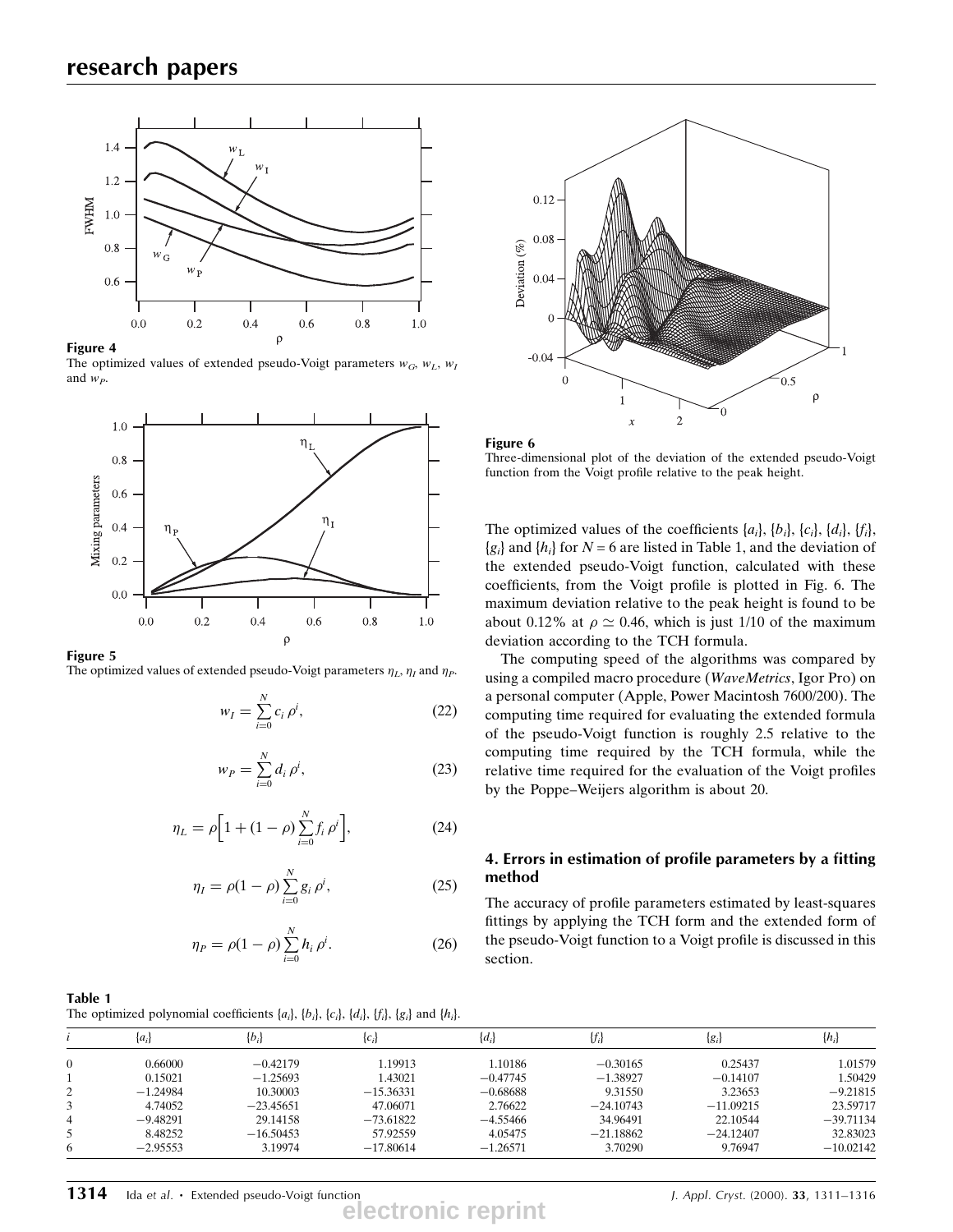**Figure 4**
The optimized values of extended pseudo-Voigt parameters $w_G$, $w_L$, $w_I$ and $w_P$.

**Figure 5**
The optimized values of extended pseudo-Voigt parameters $\eta_L$, $\eta_I$ and $\eta_P$.

$$w_I = \sum_{i=0}^{N} c_i \, \rho^i, \tag{22}$$

$$w_P = \sum_{i=0}^{N} d_i \, \rho^i, \tag{23}$$

$$\eta_L = \rho\Big[1 + (1-\rho)\sum_{i=0}^{N} f_i \, \rho^i\Big], \tag{24}$$

$$\eta_I = \rho(1-\rho)\sum_{i=0}^{N} g_i \, \rho^i, \tag{25}$$

$$\eta_P = \rho(1-\rho)\sum_{i=0}^{N} h_i \, \rho^i. \tag{26}$$

**Figure 6**
Three-dimensional plot of the deviation of the extended pseudo-Voigt function from the Voigt profile relative to the peak height.

The optimized values of the coefficients $\{a_i\}$, $\{b_i\}$, $\{c_i\}$, $\{d_i\}$, $\{f_i\}$, $\{g_i\}$ and $\{h_i\}$ for $N = 6$ are listed in Table 1, and the deviation of the extended pseudo-Voigt function, calculated with these coefficients, from the Voigt profile is plotted in Fig. 6. The maximum deviation relative to the peak height is found to be about 0.12% at $\rho \simeq 0.46$, which is just 1/10 of the maximum deviation according to the TCH formula.

The computing speed of the algorithms was compared by using a compiled macro procedure (*WaveMetrics*, Igor Pro) on a personal computer (Apple, Power Macintosh 7600/200). The computing time required for evaluating the extended formula of the pseudo-Voigt function is roughly 2.5 relative to the computing time required by the TCH formula, while the relative time required for the evaluation of the Voigt profiles by the Poppe–Weijers algorithm is about 20.

## 4. Errors in estimation of profile parameters by a fitting method

The accuracy of profile parameters estimated by least-squares fittings by applying the TCH form and the extended form of the pseudo-Voigt function to a Voigt profile is discussed in this section.

**Table 1**
The optimized polynomial coefficients $\{a_i\}$, $\{b_i\}$, $\{c_i\}$, $\{d_i\}$, $\{f_i\}$, $\{g_i\}$ and $\{h_i\}$.

| $i$ | $\{a_i\}$ | $\{b_i\}$ | $\{c_i\}$ | $\{d_i\}$ | $\{f_i\}$ | $\{g_i\}$ | $\{h_i\}$ |
|---|---|---|---|---|---|---|---|
| 0 | 0.66000 | −0.42179 | 1.19913 | 1.10186 | −0.30165 | 0.25437 | 1.01579 |
| 1 | 0.15021 | −1.25693 | 1.43021 | −0.47745 | −1.38927 | −0.14107 | 1.50429 |
| 2 | −1.24984 | 10.30003 | −15.36331 | −0.68688 | 9.31550 | 3.23653 | −9.21815 |
| 3 | 4.74052 | −23.45651 | 47.06071 | 2.76622 | −24.10743 | −11.09215 | 23.59717 |
| 4 | −9.48291 | 29.14158 | −73.61822 | −4.55466 | 34.96491 | 22.10544 | −39.71134 |
| 5 | 8.48252 | −16.50453 | 57.92559 | 4.05475 | −21.18862 | −24.12407 | 32.83023 |
| 6 | −2.95553 | 3.19974 | −17.80614 | −1.26571 | 3.70290 | 9.76947 | −10.02142 |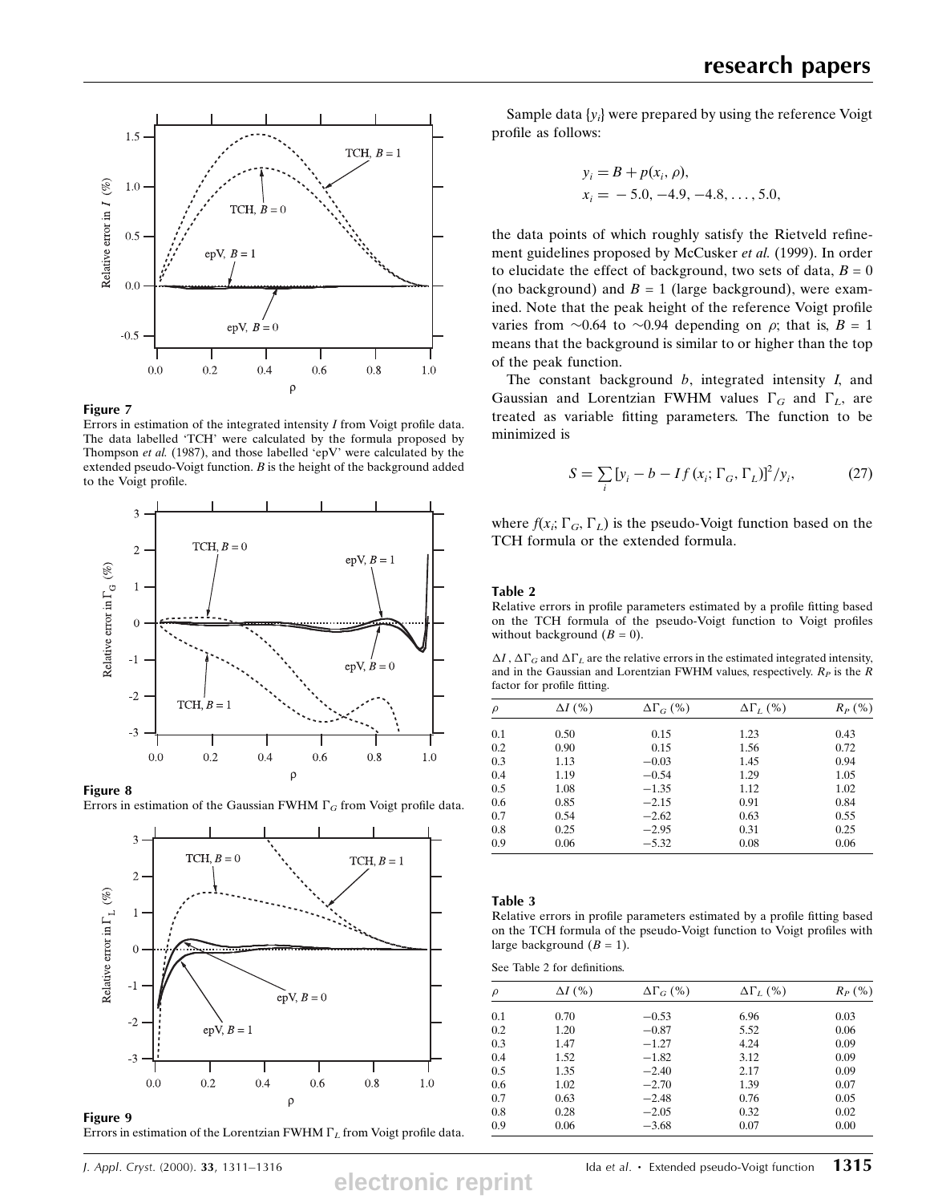**Figure 7**
Errors in estimation of the integrated intensity $I$ from Voigt profile data. The data labelled 'TCH' were calculated by the formula proposed by Thompson *et al.* (1987), and those labelled 'epV' were calculated by the extended pseudo-Voigt function. $B$ is the height of the background added to the Voigt profile.

**Figure 8**
Errors in estimation of the Gaussian FWHM $\Gamma_G$ from Voigt profile data.

**Figure 9**
Errors in estimation of the Lorentzian FWHM $\Gamma_L$ from Voigt profile data.

Sample data $\{y_i\}$ were prepared by using the reference Voigt profile as follows:

$$y_i = B + p(x_i, \rho),$$
$$x_i = -5.0, -4.9, -4.8, \ldots, 5.0,$$

the data points of which roughly satisfy the Rietveld refinement guidelines proposed by McCusker *et al.* (1999). In order to elucidate the effect of background, two sets of data, $B = 0$ (no background) and $B = 1$ (large background), were examined. Note that the peak height of the reference Voigt profile varies from ~0.64 to ~0.94 depending on $\rho$; that is, $B = 1$ means that the background is similar to or higher than the top of the peak function.

The constant background $b$, integrated intensity $I$, and Gaussian and Lorentzian FWHM values $\Gamma_G$ and $\Gamma_L$, are treated as variable fitting parameters. The function to be minimized is

$$S = \sum_i [y_i - b - I f(x_i; \Gamma_G, \Gamma_L)]^2 / y_i, \qquad (27)$$

where $f(x_i; \Gamma_G, \Gamma_L)$ is the pseudo-Voigt function based on the TCH formula or the extended formula.

**Table 2**
Relative errors in profile parameters estimated by a profile fitting based on the TCH formula of the pseudo-Voigt function to Voigt profiles without background ($B = 0$).

$\Delta I$, $\Delta\Gamma_G$ and $\Delta\Gamma_L$ are the relative errors in the estimated integrated intensity, and in the Gaussian and Lorentzian FWHM values, respectively. $R_P$ is the $R$ factor for profile fitting.

| $\rho$ | $\Delta I$ (%) | $\Delta\Gamma_G$ (%) | $\Delta\Gamma_L$ (%) | $R_P$ (%) |
|---|---|---|---|---|
| 0.1 | 0.50 | 0.15 | 1.23 | 0.43 |
| 0.2 | 0.90 | 0.15 | 1.56 | 0.72 |
| 0.3 | 1.13 | −0.03 | 1.45 | 0.94 |
| 0.4 | 1.19 | −0.54 | 1.29 | 1.05 |
| 0.5 | 1.08 | −1.35 | 1.12 | 1.02 |
| 0.6 | 0.85 | −2.15 | 0.91 | 0.84 |
| 0.7 | 0.54 | −2.62 | 0.63 | 0.55 |
| 0.8 | 0.25 | −2.95 | 0.31 | 0.25 |
| 0.9 | 0.06 | −5.32 | 0.08 | 0.06 |

**Table 3**
Relative errors in profile parameters estimated by a profile fitting based on the TCH formula of the pseudo-Voigt function to Voigt profiles with large background ($B = 1$).

See Table 2 for definitions.

| $\rho$ | $\Delta I$ (%) | $\Delta\Gamma_G$ (%) | $\Delta\Gamma_L$ (%) | $R_P$ (%) |
|---|---|---|---|---|
| 0.1 | 0.70 | −0.53 | 6.96 | 0.03 |
| 0.2 | 1.20 | −0.87 | 5.52 | 0.06 |
| 0.3 | 1.47 | −1.27 | 4.24 | 0.09 |
| 0.4 | 1.52 | −1.82 | 3.12 | 0.09 |
| 0.5 | 1.35 | −2.40 | 2.17 | 0.09 |
| 0.6 | 1.02 | −2.70 | 1.39 | 0.07 |
| 0.7 | 0.63 | −2.48 | 0.76 | 0.05 |
| 0.8 | 0.28 | −2.05 | 0.32 | 0.02 |
| 0.9 | 0.06 | −3.68 | 0.07 | 0.00 |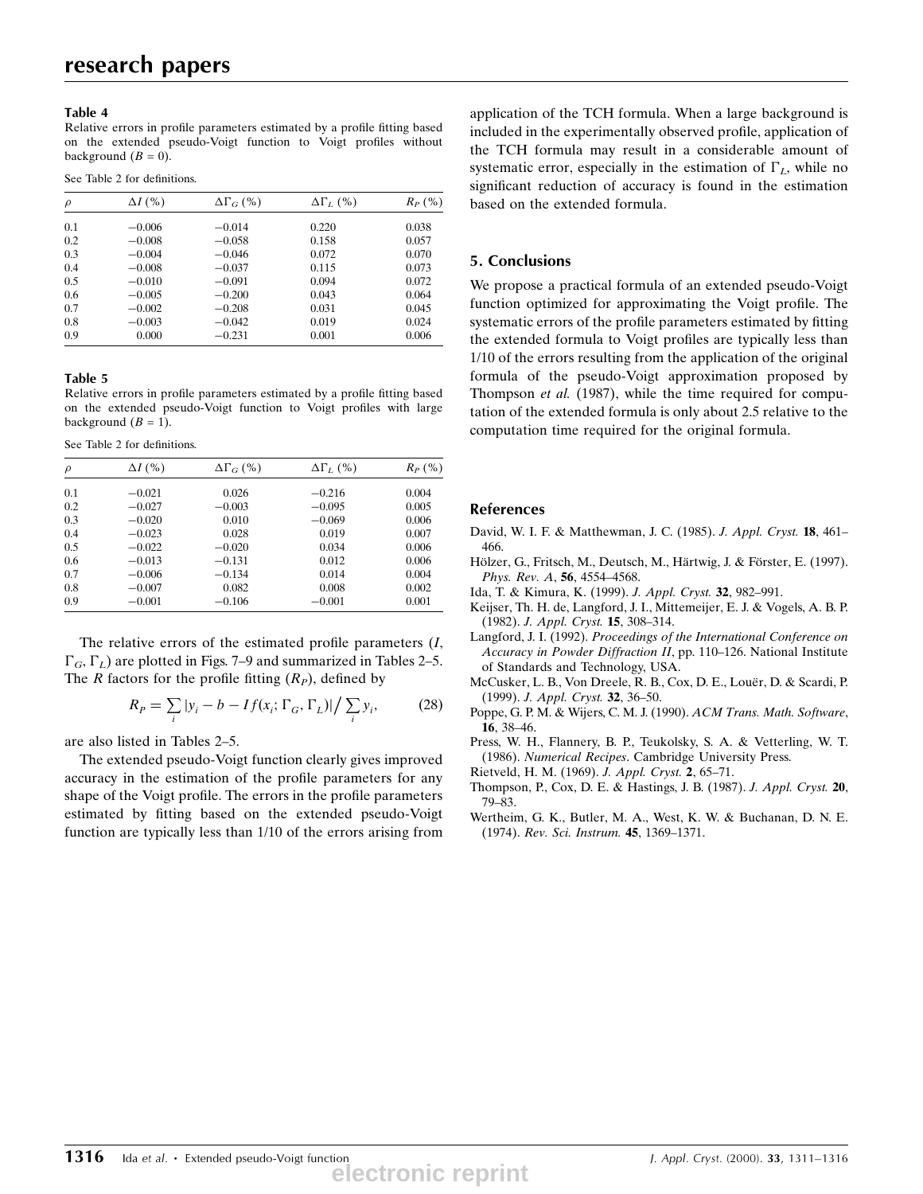**Table 4**
Relative errors in profile parameters estimated by a profile fitting based on the extended pseudo-Voigt function to Voigt profiles without background ($B = 0$).

See Table 2 for definitions.

| $\rho$ | $\Delta I$ (%) | $\Delta\Gamma_G$ (%) | $\Delta\Gamma_L$ (%) | $R_P$ (%) |
|---|---|---|---|---|
| 0.1 | −0.006 | −0.014 | 0.220 | 0.038 |
| 0.2 | −0.008 | −0.058 | 0.158 | 0.057 |
| 0.3 | −0.004 | −0.046 | 0.072 | 0.070 |
| 0.4 | −0.008 | −0.037 | 0.115 | 0.073 |
| 0.5 | −0.010 | −0.091 | 0.094 | 0.072 |
| 0.6 | −0.005 | −0.200 | 0.043 | 0.064 |
| 0.7 | −0.002 | −0.208 | 0.031 | 0.045 |
| 0.8 | −0.003 | −0.042 | 0.019 | 0.024 |
| 0.9 | 0.000 | −0.231 | 0.001 | 0.006 |

**Table 5**
Relative errors in profile parameters estimated by a profile fitting based on the extended pseudo-Voigt function to Voigt profiles with large background ($B = 1$).

See Table 2 for definitions.

| $\rho$ | $\Delta I$ (%) | $\Delta\Gamma_G$ (%) | $\Delta\Gamma_L$ (%) | $R_P$ (%) |
|---|---|---|---|---|
| 0.1 | −0.021 | 0.026 | −0.216 | 0.004 |
| 0.2 | −0.027 | −0.003 | −0.095 | 0.005 |
| 0.3 | −0.020 | 0.010 | −0.069 | 0.006 |
| 0.4 | −0.023 | 0.028 | 0.019 | 0.007 |
| 0.5 | −0.022 | −0.020 | 0.034 | 0.006 |
| 0.6 | −0.013 | −0.131 | 0.012 | 0.006 |
| 0.7 | −0.006 | −0.134 | 0.014 | 0.004 |
| 0.8 | −0.007 | 0.082 | 0.008 | 0.002 |
| 0.9 | −0.001 | −0.106 | −0.001 | 0.001 |

The relative errors of the estimated profile parameters ($I$, $\Gamma_G$, $\Gamma_L$) are plotted in Figs. 7–9 and summarized in Tables 2–5. The $R$ factors for the profile fitting ($R_P$), defined by

$$R_P = \sum_i |y_i - b - I f(x_i; \Gamma_G, \Gamma_L)| \Big/ \sum_i y_i, \tag{28}$$

are also listed in Tables 2–5.

The extended pseudo-Voigt function clearly gives improved accuracy in the estimation of the profile parameters for any shape of the Voigt profile. The errors in the profile parameters estimated by fitting based on the extended pseudo-Voigt function are typically less than 1/10 of the errors arising from application of the TCH formula. When a large background is included in the experimentally observed profile, application of the TCH formula may result in a considerable amount of systematic error, especially in the estimation of $\Gamma_L$, while no significant reduction of accuracy is found in the estimation based on the extended formula.

## 5. Conclusions

We propose a practical formula of an extended pseudo-Voigt function optimized for approximating the Voigt profile. The systematic errors of the profile parameters estimated by fitting the extended formula to Voigt profiles are typically less than 1/10 of the errors resulting from the application of the original formula of the pseudo-Voigt approximation proposed by Thompson *et al.* (1987), while the time required for computation of the extended formula is only about 2.5 relative to the computation time required for the original formula.

## References

David, W. I. F. & Matthewman, J. C. (1985). *J. Appl. Cryst.* **18**, 461–466.

Hölzer, G., Fritsch, M., Deutsch, M., Härtwig, J. & Förster, E. (1997). *Phys. Rev. A*, **56**, 4554–4568.

Ida, T. & Kimura, K. (1999). *J. Appl. Cryst.* **32**, 982–991.

Keijser, Th. H. de, Langford, J. I., Mittemeijer, E. J. & Vogels, A. B. P. (1982). *J. Appl. Cryst.* **15**, 308–314.

Langford, J. I. (1992). *Proceedings of the International Conference on Accuracy in Powder Diffraction II*, pp. 110–126. National Institute of Standards and Technology, USA.

McCusker, L. B., Von Dreele, R. B., Cox, D. E., Louër, D. & Scardi, P. (1999). *J. Appl. Cryst.* **32**, 36–50.

Poppe, G. P. M. & Wijers, C. M. J. (1990). *ACM Trans. Math. Software*, **16**, 38–46.

Press, W. H., Flannery, B. P., Teukolsky, S. A. & Vetterling, W. T. (1986). *Numerical Recipes*. Cambridge University Press.

Rietveld, H. M. (1969). *J. Appl. Cryst.* **2**, 65–71.

Thompson, P., Cox, D. E. & Hastings, J. B. (1987). *J. Appl. Cryst.* **20**, 79–83.

Wertheim, G. K., Butler, M. A., West, K. W. & Buchanan, D. N. E. (1974). *Rev. Sci. Instrum.* **45**, 1369–1371.